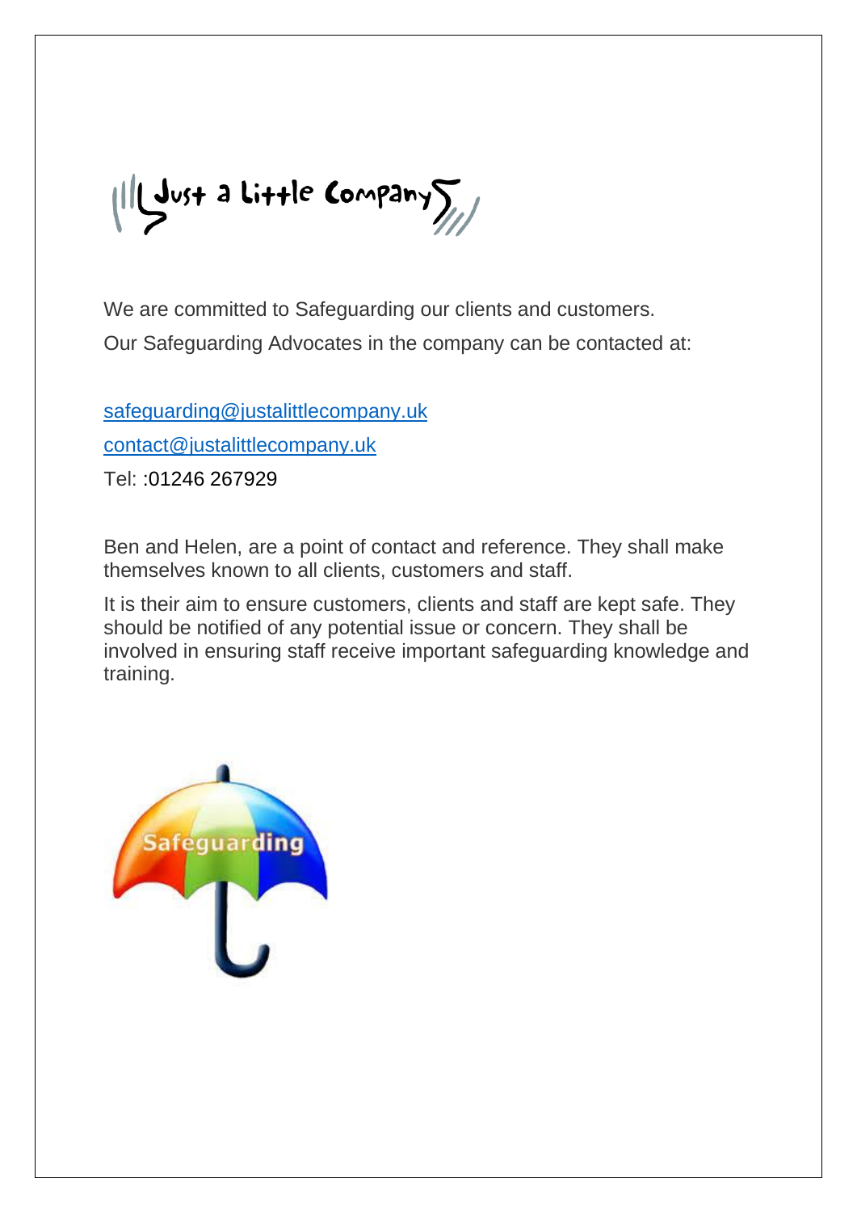Just a Little Company

We are committed to Safeguarding our clients and customers.

Our Safeguarding Advocates in the company can be contacted at:

safeguarding@justalittlecompany.uk

contact@justalittlecompany.uk

Tel: :01246 267929

Ben and Helen, are a point of contact and reference. They shall make themselves known to all clients, customers and staff.

It is their aim to ensure customers, clients and staff are kept safe. They should be notified of any potential issue or concern. They shall be involved in ensuring staff receive important safeguarding knowledge and training.

Safeguarding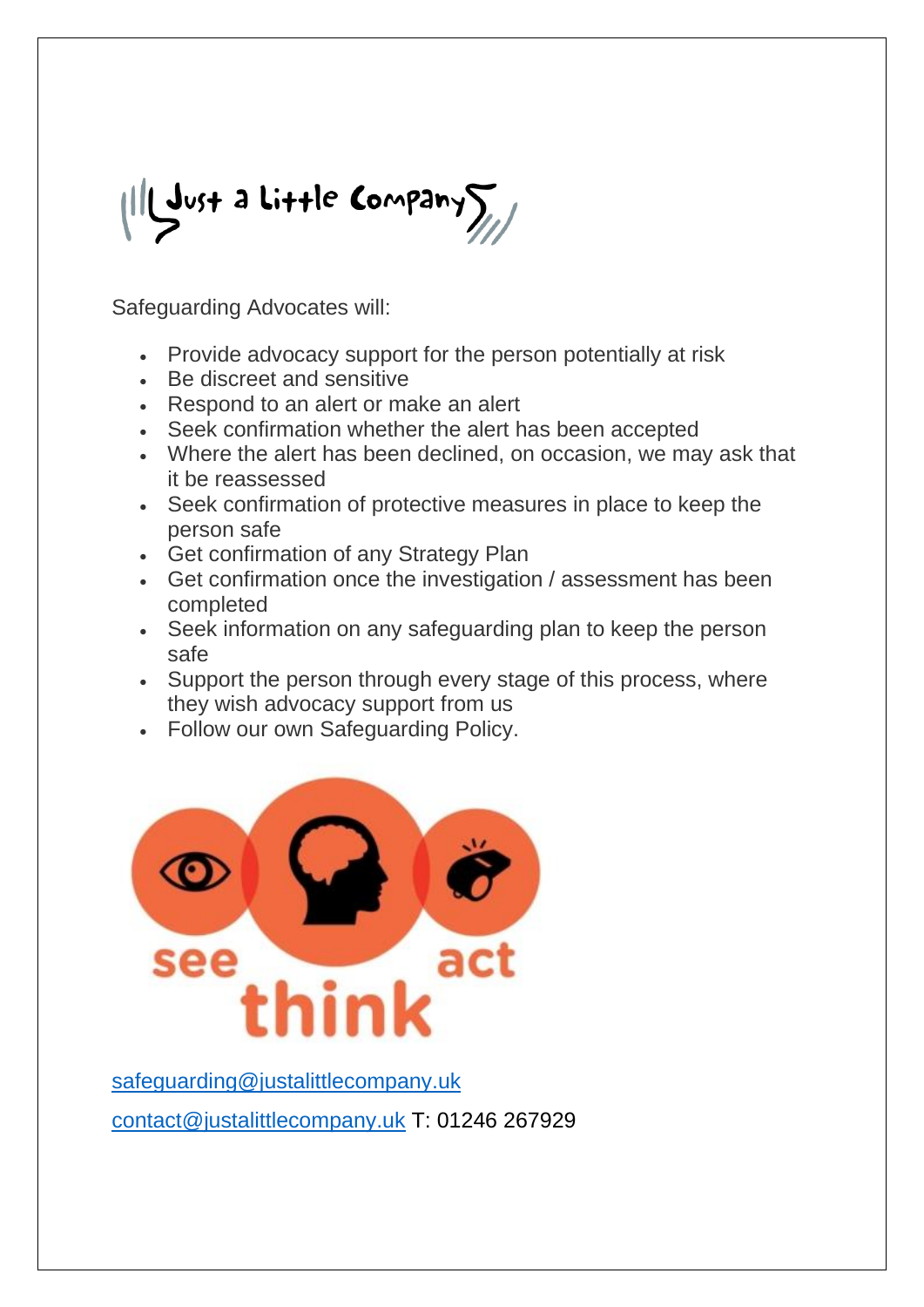Safeguarding Advocates will:

- Provide advocacy support for the person potentially at risk
- Be discreet and sensitive
- Respond to an alert or make an alert
- Seek confirmation whether the alert has been accepted
- Where the alert has been declined, on occasion, we may ask that it be reassessed
- Seek confirmation of protective measures in place to keep the person safe
- Get confirmation of any Strategy Plan
- Get confirmation once the investigation / assessment has been completed
- Seek information on any safeguarding plan to keep the person safe
- Support the person through every stage of this process, where they wish advocacy support from us
- Follow our own Safeguarding Policy.

see think act

safeguarding@justalittlecompany.uk

contact@justalittlecompany.uk T: 01246 267929